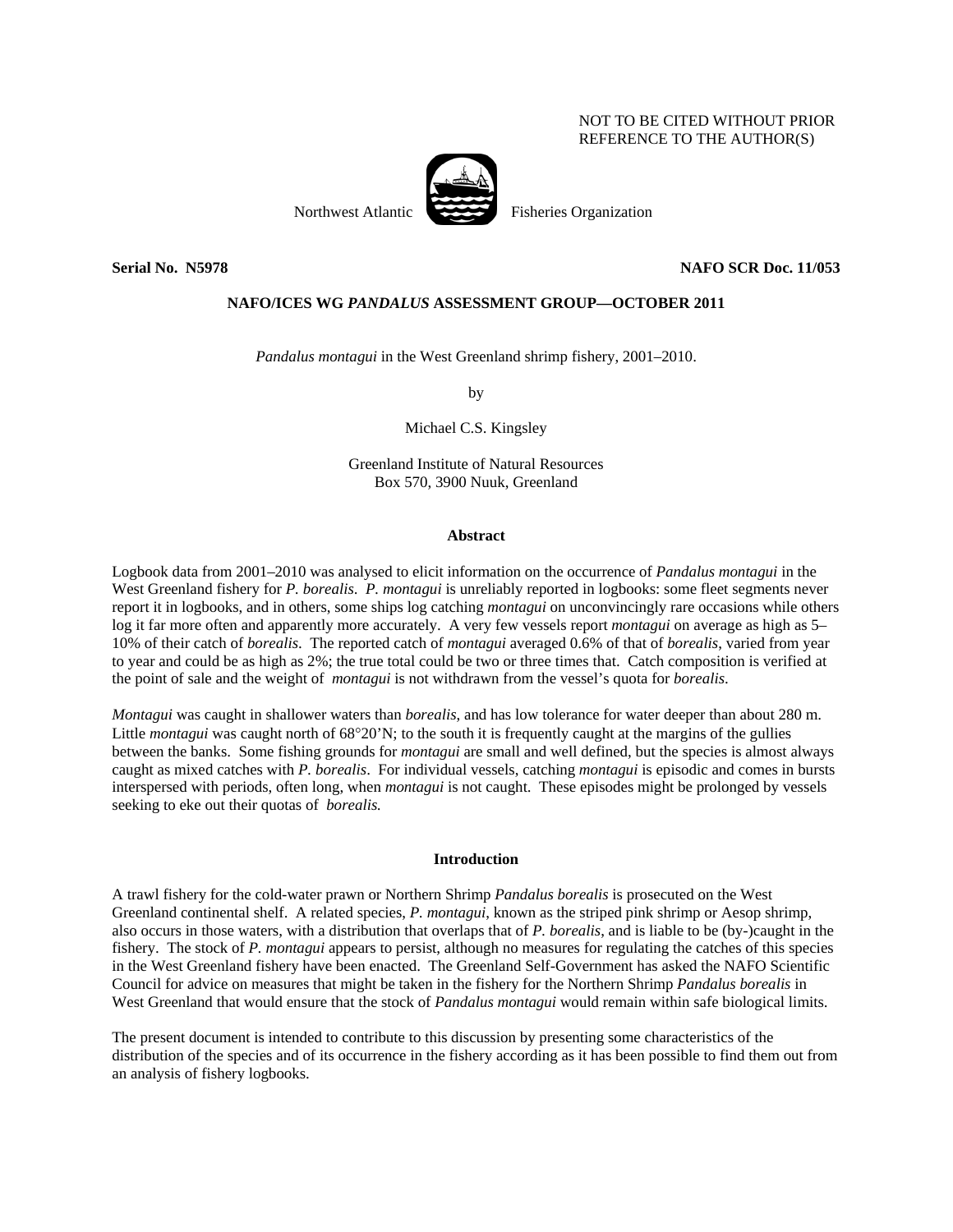NOT TO BE CITED WITHOUT PRIOR REFERENCE TO THE AUTHOR(S)

Northwest Atlantic Fisheries Organization

**Serial No. N5978** **NAFO SCR Doc. 11/053**

**NAFO/ICES WG *PANDALUS* ASSESSMENT GROUP—OCTOBER 2011**

# *Pandalus montagui* in the West Greenland shrimp fishery, 2001–2010.

by

Michael C.S. Kingsley

Greenland Institute of Natural Resources
Box 570, 3900 Nuuk, Greenland

## Abstract

Logbook data from 2001–2010 was analysed to elicit information on the occurrence of *Pandalus montagui* in the West Greenland fishery for *P. borealis*. *P. montagui* is unreliably reported in logbooks: some fleet segments never report it in logbooks, and in others, some ships log catching *montagui* on unconvincingly rare occasions while others log it far more often and apparently more accurately. A very few vessels report *montagui* on average as high as 5–10% of their catch of *borealis*. The reported catch of *montagui* averaged 0.6% of that of *borealis*, varied from year to year and could be as high as 2%; the true total could be two or three times that. Catch composition is verified at the point of sale and the weight of *montagui* is not withdrawn from the vessel's quota for *borealis*.

*Montagui* was caught in shallower waters than *borealis*, and has low tolerance for water deeper than about 280 m. Little *montagui* was caught north of 68°20'N; to the south it is frequently caught at the margins of the gullies between the banks. Some fishing grounds for *montagui* are small and well defined, but the species is almost always caught as mixed catches with *P. borealis*. For individual vessels, catching *montagui* is episodic and comes in bursts interspersed with periods, often long, when *montagui* is not caught. These episodes might be prolonged by vessels seeking to eke out their quotas of *borealis.*

## Introduction

A trawl fishery for the cold-water prawn or Northern Shrimp *Pandalus borealis* is prosecuted on the West Greenland continental shelf. A related species, *P. montagui*, known as the striped pink shrimp or Aesop shrimp, also occurs in those waters, with a distribution that overlaps that of *P. borealis*, and is liable to be (by-)caught in the fishery. The stock of *P. montagui* appears to persist, although no measures for regulating the catches of this species in the West Greenland fishery have been enacted. The Greenland Self-Government has asked the NAFO Scientific Council for advice on measures that might be taken in the fishery for the Northern Shrimp *Pandalus borealis* in West Greenland that would ensure that the stock of *Pandalus montagui* would remain within safe biological limits.

The present document is intended to contribute to this discussion by presenting some characteristics of the distribution of the species and of its occurrence in the fishery according as it has been possible to find them out from an analysis of fishery logbooks.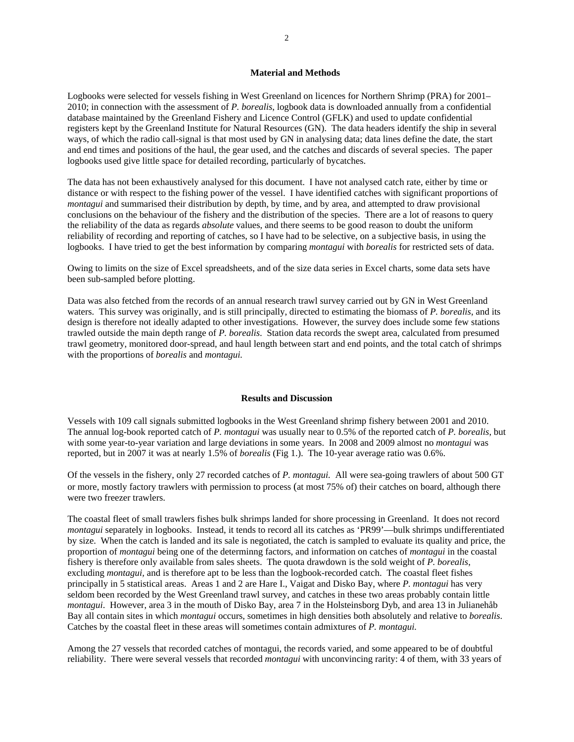## Material and Methods

Logbooks were selected for vessels fishing in West Greenland on licences for Northern Shrimp (PRA) for 2001–2010; in connection with the assessment of *P. borealis*, logbook data is downloaded annually from a confidential database maintained by the Greenland Fishery and Licence Control (GFLK) and used to update confidential registers kept by the Greenland Institute for Natural Resources (GN). The data headers identify the ship in several ways, of which the radio call-signal is that most used by GN in analysing data; data lines define the date, the start and end times and positions of the haul, the gear used, and the catches and discards of several species. The paper logbooks used give little space for detailed recording, particularly of bycatches.

The data has not been exhaustively analysed for this document. I have not analysed catch rate, either by time or distance or with respect to the fishing power of the vessel. I have identified catches with significant proportions of *montagui* and summarised their distribution by depth, by time, and by area, and attempted to draw provisional conclusions on the behaviour of the fishery and the distribution of the species. There are a lot of reasons to query the reliability of the data as regards *absolute* values, and there seems to be good reason to doubt the uniform reliability of recording and reporting of catches, so I have had to be selective, on a subjective basis, in using the logbooks. I have tried to get the best information by comparing *montagui* with *borealis* for restricted sets of data.

Owing to limits on the size of Excel spreadsheets, and of the size data series in Excel charts, some data sets have been sub-sampled before plotting.

Data was also fetched from the records of an annual research trawl survey carried out by GN in West Greenland waters. This survey was originally, and is still principally, directed to estimating the biomass of *P. borealis*, and its design is therefore not ideally adapted to other investigations. However, the survey does include some few stations trawled outside the main depth range of *P. borealis*. Station data records the swept area, calculated from presumed trawl geometry, monitored door-spread, and haul length between start and end points, and the total catch of shrimps with the proportions of *borealis* and *montagui.*

## Results and Discussion

Vessels with 109 call signals submitted logbooks in the West Greenland shrimp fishery between 2001 and 2010. The annual log-book reported catch of *P. montagui* was usually near to 0.5% of the reported catch of *P. borealis*, but with some year-to-year variation and large deviations in some years. In 2008 and 2009 almost no *montagui* was reported, but in 2007 it was at nearly 1.5% of *borealis* (Fig 1.). The 10-year average ratio was 0.6%.

Of the vessels in the fishery, only 27 recorded catches of *P. montagui.* All were sea-going trawlers of about 500 GT or more, mostly factory trawlers with permission to process (at most 75% of) their catches on board, although there were two freezer trawlers.

The coastal fleet of small trawlers fishes bulk shrimps landed for shore processing in Greenland. It does not record *montagui* separately in logbooks. Instead, it tends to record all its catches as 'PR99'—bulk shrimps undifferentiated by size. When the catch is landed and its sale is negotiated, the catch is sampled to evaluate its quality and price, the proportion of *montagui* being one of the determinng factors, and information on catches of *montagui* in the coastal fishery is therefore only available from sales sheets. The quota drawdown is the sold weight of *P. borealis*, excluding *montagui*, and is therefore apt to be less than the logbook-recorded catch. The coastal fleet fishes principally in 5 statistical areas. Areas 1 and 2 are Hare I., Vaigat and Disko Bay, where *P. montagui* has very seldom been recorded by the West Greenland trawl survey, and catches in these two areas probably contain little *montagui*. However, area 3 in the mouth of Disko Bay, area 7 in the Holsteinsborg Dyb, and area 13 in Julianehåb Bay all contain sites in which *montagui* occurs, sometimes in high densities both absolutely and relative to *borealis*. Catches by the coastal fleet in these areas will sometimes contain admixtures of *P. montagui.*

Among the 27 vessels that recorded catches of montagui, the records varied, and some appeared to be of doubtful reliability. There were several vessels that recorded *montagui* with unconvincing rarity: 4 of them, with 33 years of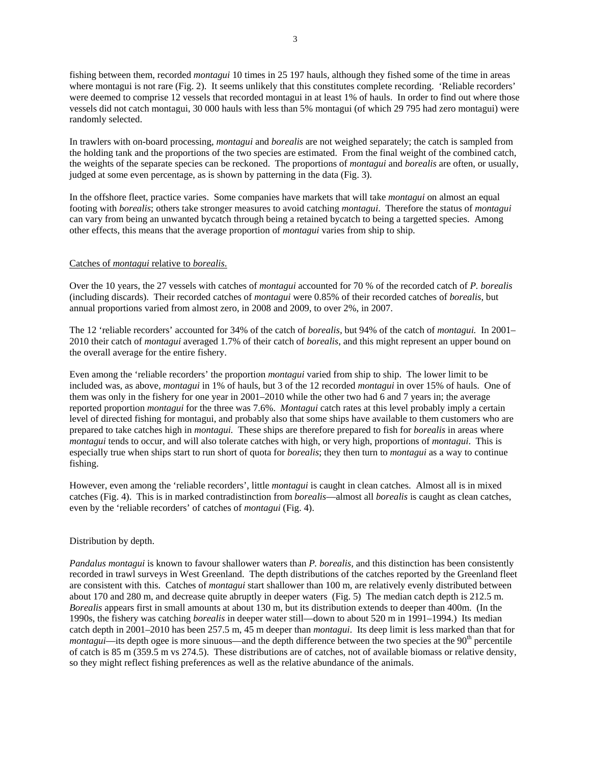fishing between them, recorded *montagui* 10 times in 25 197 hauls, although they fished some of the time in areas where montagui is not rare (Fig. 2). It seems unlikely that this constitutes complete recording. 'Reliable recorders' were deemed to comprise 12 vessels that recorded montagui in at least 1% of hauls. In order to find out where those vessels did not catch montagui, 30 000 hauls with less than 5% montagui (of which 29 795 had zero montagui) were randomly selected.

In trawlers with on-board processing, *montagui* and *borealis* are not weighed separately; the catch is sampled from the holding tank and the proportions of the two species are estimated. From the final weight of the combined catch, the weights of the separate species can be reckoned. The proportions of *montagui* and *borealis* are often, or usually, judged at some even percentage, as is shown by patterning in the data (Fig. 3).

In the offshore fleet, practice varies. Some companies have markets that will take *montagui* on almost an equal footing with *borealis*; others take stronger measures to avoid catching *montagui*. Therefore the status of *montagui* can vary from being an unwanted bycatch through being a retained bycatch to being a targetted species. Among other effects, this means that the average proportion of *montagui* varies from ship to ship.

Catches of *montagui* relative to *borealis*.

Over the 10 years, the 27 vessels with catches of *montagui* accounted for 70 % of the recorded catch of *P. borealis* (including discards). Their recorded catches of *montagui* were 0.85% of their recorded catches of *borealis*, but annual proportions varied from almost zero, in 2008 and 2009, to over 2%, in 2007.

The 12 'reliable recorders' accounted for 34% of the catch of *borealis,* but 94% of the catch of *montagui.* In 2001–2010 their catch of *montagui* averaged 1.7% of their catch of *borealis*, and this might represent an upper bound on the overall average for the entire fishery.

Even among the 'reliable recorders' the proportion *montagui* varied from ship to ship. The lower limit to be included was, as above, *montagui* in 1% of hauls, but 3 of the 12 recorded *montagui* in over 15% of hauls. One of them was only in the fishery for one year in 2001–2010 while the other two had 6 and 7 years in; the average reported proportion *montagui* for the three was 7.6%. *Montagui* catch rates at this level probably imply a certain level of directed fishing for montagui, and probably also that some ships have available to them customers who are prepared to take catches high in *montagui.* These ships are therefore prepared to fish for *borealis* in areas where *montagui* tends to occur, and will also tolerate catches with high, or very high, proportions of *montagui*. This is especially true when ships start to run short of quota for *borealis*; they then turn to *montagui* as a way to continue fishing.

However, even among the 'reliable recorders', little *montagui* is caught in clean catches. Almost all is in mixed catches (Fig. 4). This is in marked contradistinction from *borealis*—almost all *borealis* is caught as clean catches, even by the 'reliable recorders' of catches of *montagui* (Fig. 4).

Distribution by depth.

*Pandalus montagui* is known to favour shallower waters than *P. borealis,* and this distinction has been consistently recorded in trawl surveys in West Greenland. The depth distributions of the catches reported by the Greenland fleet are consistent with this. Catches of *montagui* start shallower than 100 m, are relatively evenly distributed between about 170 and 280 m, and decrease quite abruptly in deeper waters (Fig. 5) The median catch depth is 212.5 m. *Borealis* appears first in small amounts at about 130 m, but its distribution extends to deeper than 400m. (In the 1990s, the fishery was catching *borealis* in deeper water still—down to about 520 m in 1991–1994.) Its median catch depth in 2001–2010 has been 257.5 m, 45 m deeper than *montagui*. Its deep limit is less marked than that for *montagui*—its depth ogee is more sinuous—and the depth difference between the two species at the 90th percentile of catch is 85 m (359.5 m vs 274.5). These distributions are of catches, not of available biomass or relative density, so they might reflect fishing preferences as well as the relative abundance of the animals.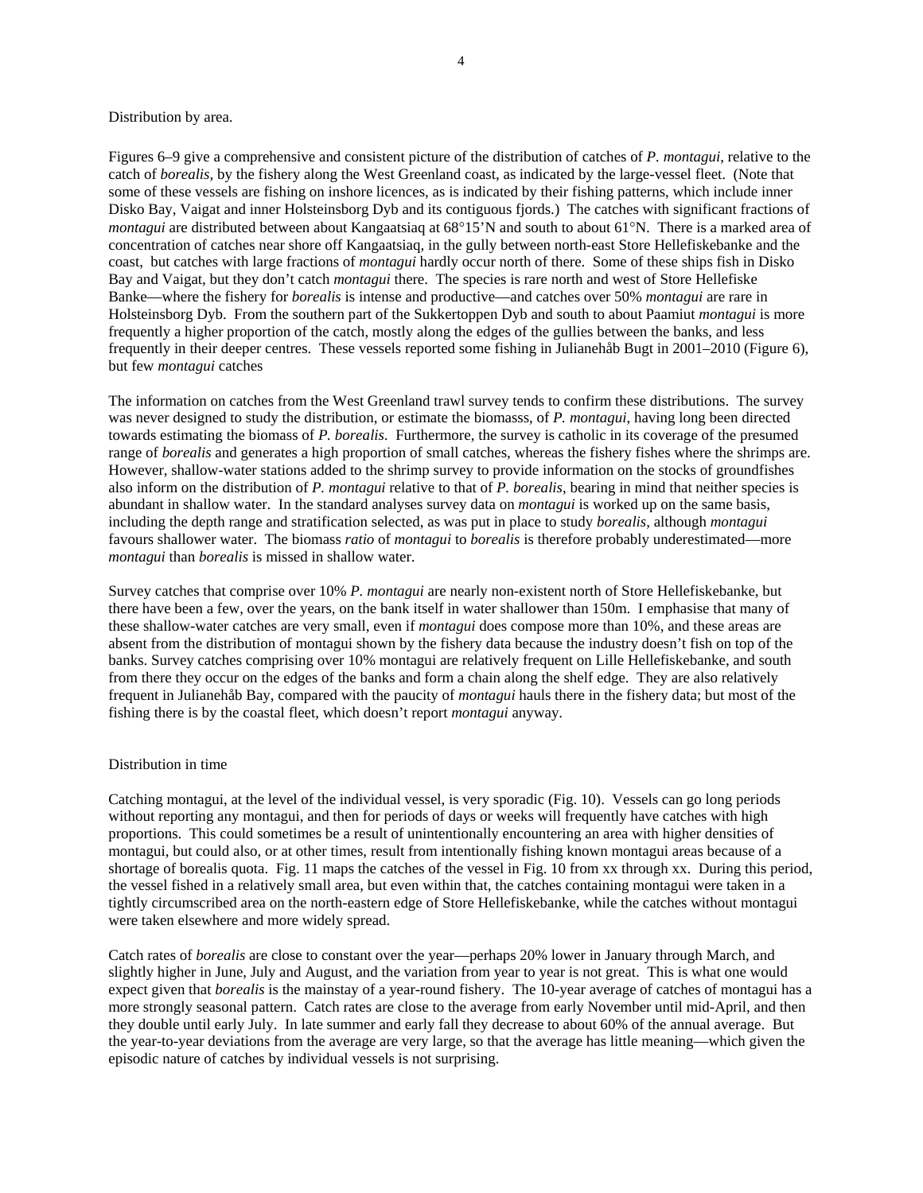Distribution by area.

Figures 6–9 give a comprehensive and consistent picture of the distribution of catches of *P. montagui*, relative to the catch of *borealis*, by the fishery along the West Greenland coast, as indicated by the large-vessel fleet. (Note that some of these vessels are fishing on inshore licences, as is indicated by their fishing patterns, which include inner Disko Bay, Vaigat and inner Holsteinsborg Dyb and its contiguous fjords.) The catches with significant fractions of *montagui* are distributed between about Kangaatsiaq at 68°15'N and south to about 61°N. There is a marked area of concentration of catches near shore off Kangaatsiaq, in the gully between north-east Store Hellefiskebanke and the coast, but catches with large fractions of *montagui* hardly occur north of there. Some of these ships fish in Disko Bay and Vaigat, but they don't catch *montagui* there. The species is rare north and west of Store Hellefiske Banke—where the fishery for *borealis* is intense and productive—and catches over 50% *montagui* are rare in Holsteinsborg Dyb. From the southern part of the Sukkertoppen Dyb and south to about Paamiut *montagui* is more frequently a higher proportion of the catch, mostly along the edges of the gullies between the banks, and less frequently in their deeper centres. These vessels reported some fishing in Julianehåb Bugt in 2001–2010 (Figure 6), but few *montagui* catches

The information on catches from the West Greenland trawl survey tends to confirm these distributions. The survey was never designed to study the distribution, or estimate the biomasss, of *P. montagui*, having long been directed towards estimating the biomass of *P. borealis*. Furthermore, the survey is catholic in its coverage of the presumed range of *borealis* and generates a high proportion of small catches, whereas the fishery fishes where the shrimps are. However, shallow-water stations added to the shrimp survey to provide information on the stocks of groundfishes also inform on the distribution of *P. montagui* relative to that of *P. borealis*, bearing in mind that neither species is abundant in shallow water. In the standard analyses survey data on *montagui* is worked up on the same basis, including the depth range and stratification selected, as was put in place to study *borealis*, although *montagui* favours shallower water. The biomass *ratio* of *montagui* to *borealis* is therefore probably underestimated—more *montagui* than *borealis* is missed in shallow water.

Survey catches that comprise over 10% *P. montagui* are nearly non-existent north of Store Hellefiskebanke, but there have been a few, over the years, on the bank itself in water shallower than 150m. I emphasise that many of these shallow-water catches are very small, even if *montagui* does compose more than 10%, and these areas are absent from the distribution of montagui shown by the fishery data because the industry doesn't fish on top of the banks. Survey catches comprising over 10% montagui are relatively frequent on Lille Hellefiskebanke, and south from there they occur on the edges of the banks and form a chain along the shelf edge. They are also relatively frequent in Julianehåb Bay, compared with the paucity of *montagui* hauls there in the fishery data; but most of the fishing there is by the coastal fleet, which doesn't report *montagui* anyway.

Distribution in time

Catching montagui, at the level of the individual vessel, is very sporadic (Fig. 10). Vessels can go long periods without reporting any montagui, and then for periods of days or weeks will frequently have catches with high proportions. This could sometimes be a result of unintentionally encountering an area with higher densities of montagui, but could also, or at other times, result from intentionally fishing known montagui areas because of a shortage of borealis quota. Fig. 11 maps the catches of the vessel in Fig. 10 from xx through xx. During this period, the vessel fished in a relatively small area, but even within that, the catches containing montagui were taken in a tightly circumscribed area on the north-eastern edge of Store Hellefiskebanke, while the catches without montagui were taken elsewhere and more widely spread.

Catch rates of *borealis* are close to constant over the year—perhaps 20% lower in January through March, and slightly higher in June, July and August, and the variation from year to year is not great. This is what one would expect given that *borealis* is the mainstay of a year-round fishery. The 10-year average of catches of montagui has a more strongly seasonal pattern. Catch rates are close to the average from early November until mid-April, and then they double until early July. In late summer and early fall they decrease to about 60% of the annual average. But the year-to-year deviations from the average are very large, so that the average has little meaning—which given the episodic nature of catches by individual vessels is not surprising.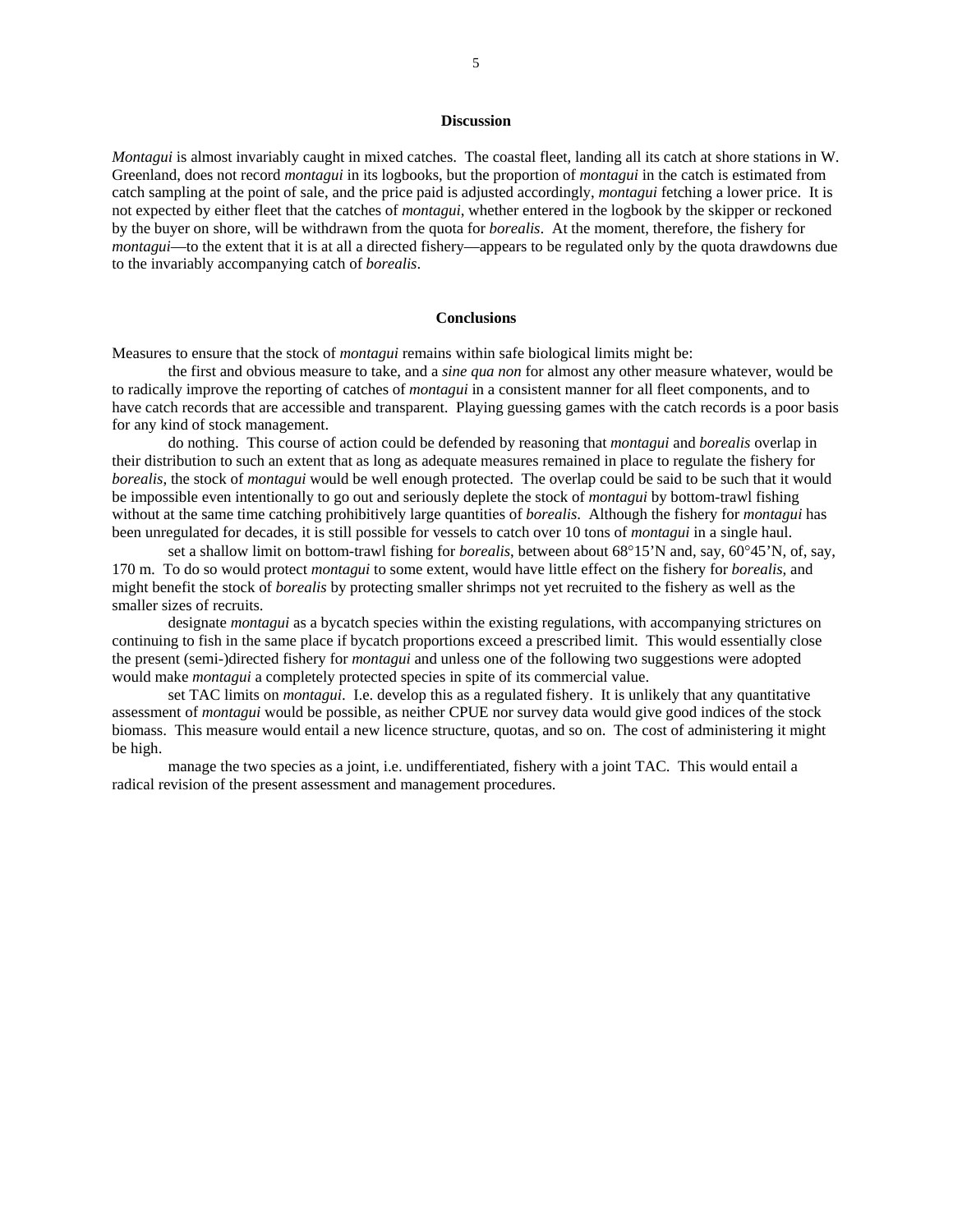## Discussion

*Montagui* is almost invariably caught in mixed catches. The coastal fleet, landing all its catch at shore stations in W. Greenland, does not record *montagui* in its logbooks, but the proportion of *montagui* in the catch is estimated from catch sampling at the point of sale, and the price paid is adjusted accordingly, *montagui* fetching a lower price. It is not expected by either fleet that the catches of *montagui*, whether entered in the logbook by the skipper or reckoned by the buyer on shore, will be withdrawn from the quota for *borealis*. At the moment, therefore, the fishery for *montagui*—to the extent that it is at all a directed fishery—appears to be regulated only by the quota drawdowns due to the invariably accompanying catch of *borealis*.

## Conclusions

Measures to ensure that the stock of *montagui* remains within safe biological limits might be:

the first and obvious measure to take, and a *sine qua non* for almost any other measure whatever, would be to radically improve the reporting of catches of *montagui* in a consistent manner for all fleet components, and to have catch records that are accessible and transparent. Playing guessing games with the catch records is a poor basis for any kind of stock management.

do nothing. This course of action could be defended by reasoning that *montagui* and *borealis* overlap in their distribution to such an extent that as long as adequate measures remained in place to regulate the fishery for *borealis*, the stock of *montagui* would be well enough protected. The overlap could be said to be such that it would be impossible even intentionally to go out and seriously deplete the stock of *montagui* by bottom-trawl fishing without at the same time catching prohibitively large quantities of *borealis*. Although the fishery for *montagui* has been unregulated for decades, it is still possible for vessels to catch over 10 tons of *montagui* in a single haul.

set a shallow limit on bottom-trawl fishing for *borealis*, between about 68°15'N and, say, 60°45'N, of, say, 170 m. To do so would protect *montagui* to some extent, would have little effect on the fishery for *borealis*, and might benefit the stock of *borealis* by protecting smaller shrimps not yet recruited to the fishery as well as the smaller sizes of recruits.

designate *montagui* as a bycatch species within the existing regulations, with accompanying strictures on continuing to fish in the same place if bycatch proportions exceed a prescribed limit. This would essentially close the present (semi-)directed fishery for *montagui* and unless one of the following two suggestions were adopted would make *montagui* a completely protected species in spite of its commercial value.

set TAC limits on *montagui*. I.e. develop this as a regulated fishery. It is unlikely that any quantitative assessment of *montagui* would be possible, as neither CPUE nor survey data would give good indices of the stock biomass. This measure would entail a new licence structure, quotas, and so on. The cost of administering it might be high.

manage the two species as a joint, i.e. undifferentiated, fishery with a joint TAC. This would entail a radical revision of the present assessment and management procedures.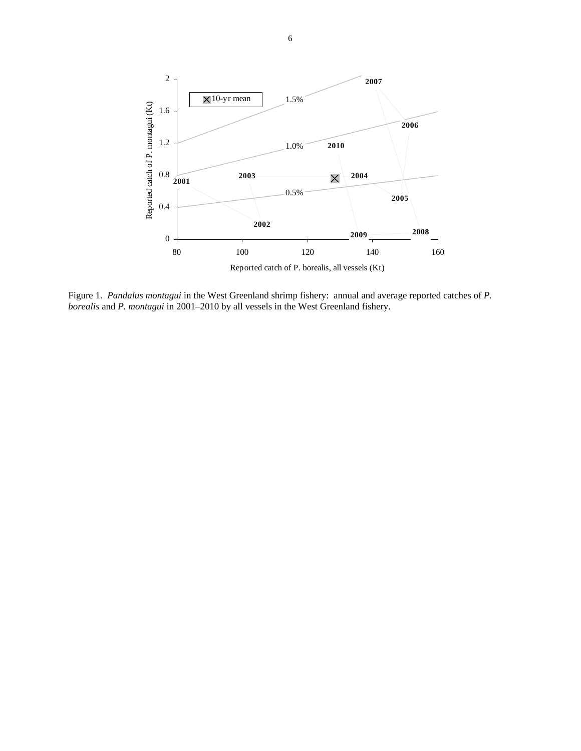Figure 1. *Pandalus montagui* in the West Greenland shrimp fishery: annual and average reported catches of *P. borealis* and *P. montagui* in 2001–2010 by all vessels in the West Greenland fishery.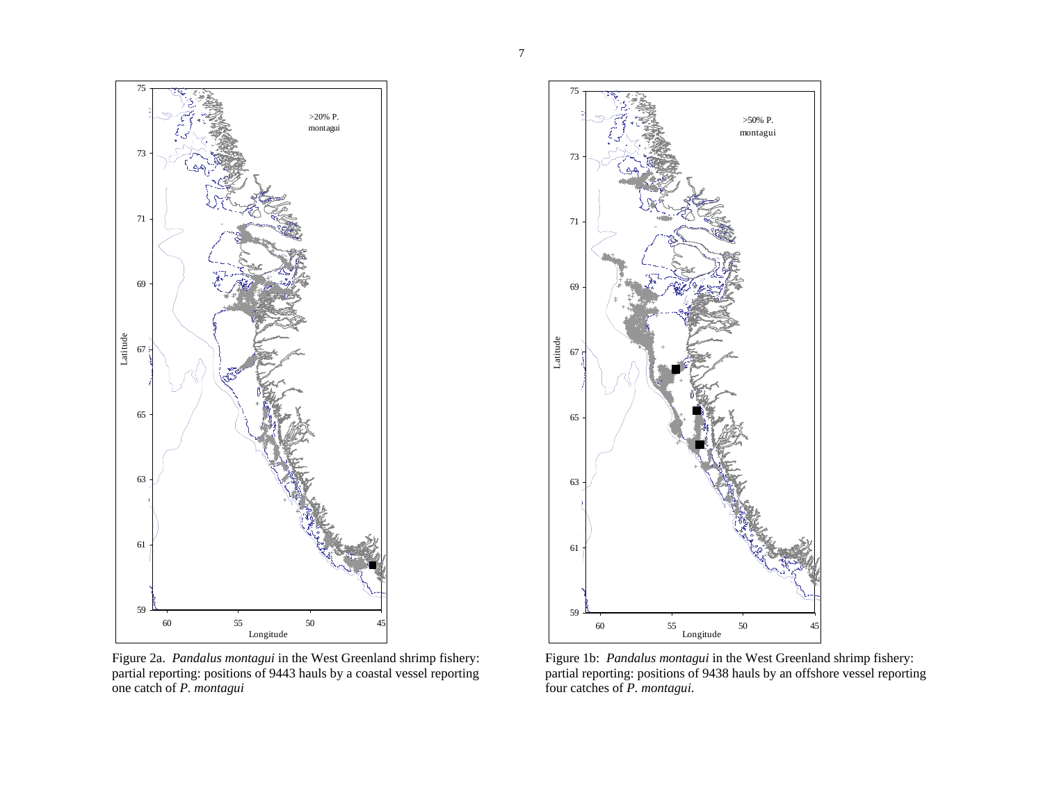Figure 2a. *Pandalus montagui* in the West Greenland shrimp fishery: partial reporting: positions of 9443 hauls by a coastal vessel reporting one catch of *P. montagui*

Figure 1b: *Pandalus montagui* in the West Greenland shrimp fishery: partial reporting: positions of 9438 hauls by an offshore vessel reporting four catches of *P. montagui.*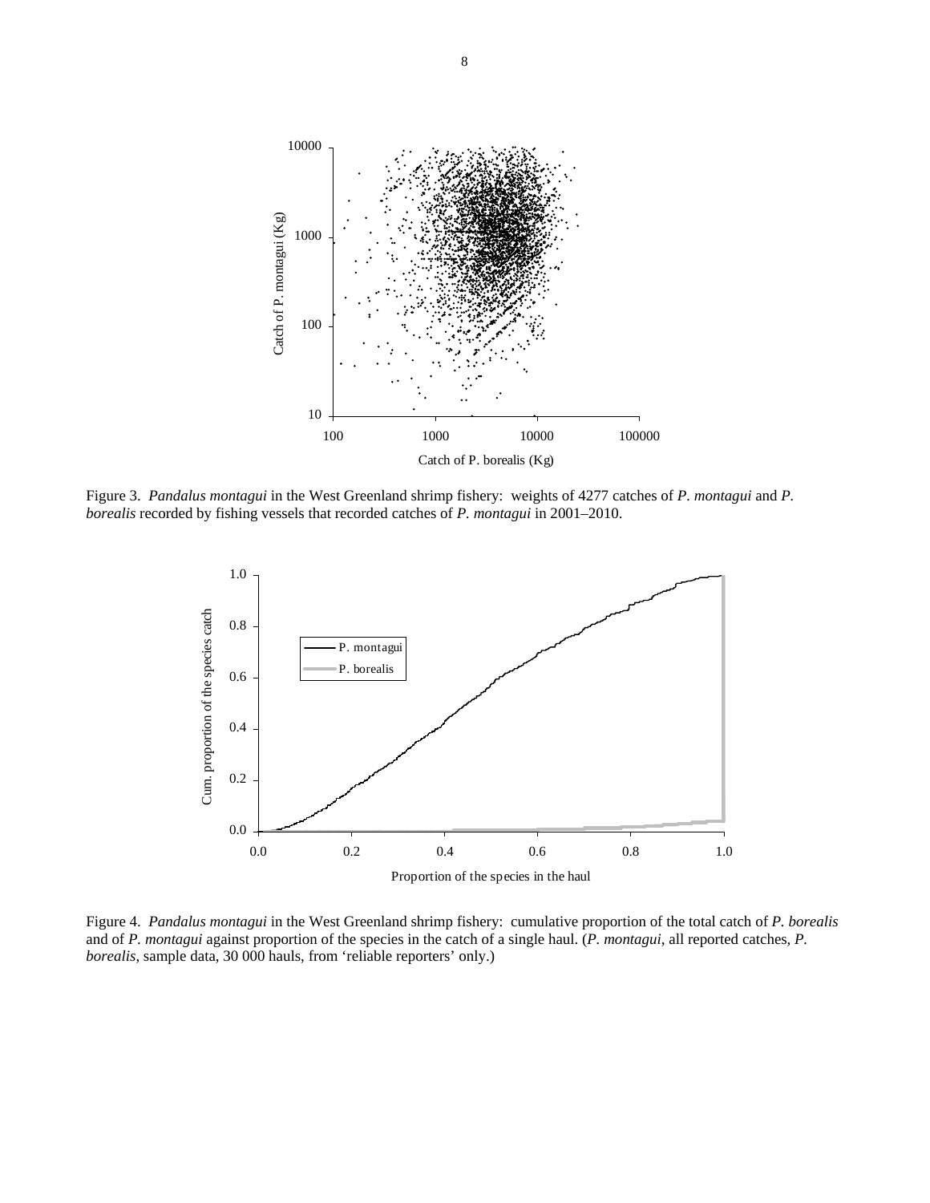Figure 3. *Pandalus montagui* in the West Greenland shrimp fishery: weights of 4277 catches of *P. montagui* and *P. borealis* recorded by fishing vessels that recorded catches of *P. montagui* in 2001–2010.

Figure 4. *Pandalus montagui* in the West Greenland shrimp fishery: cumulative proportion of the total catch of *P. borealis* and of *P. montagui* against proportion of the species in the catch of a single haul. (*P. montagui*, all reported catches, *P. borealis*, sample data, 30 000 hauls, from 'reliable reporters' only.)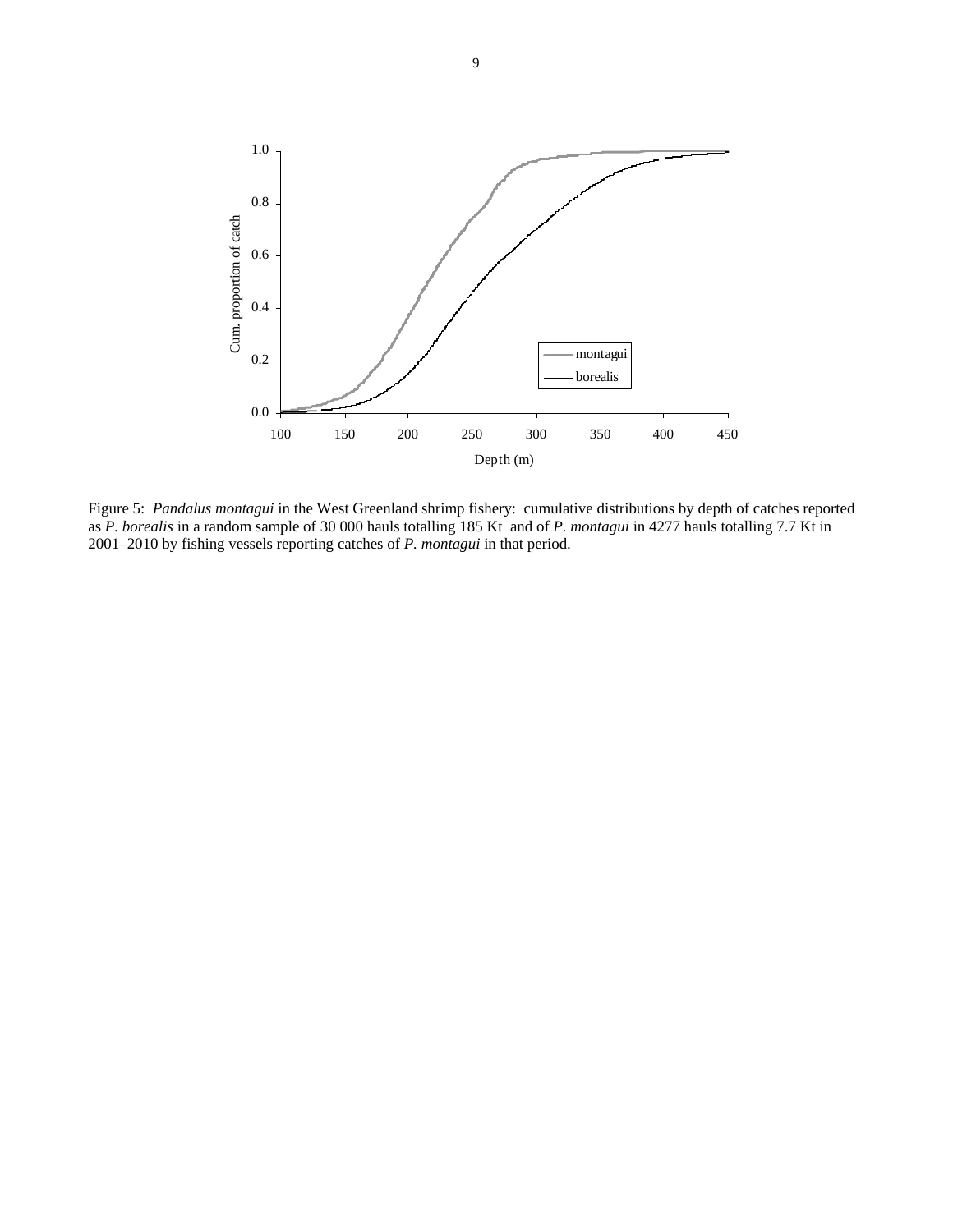Figure 5: *Pandalus montagui* in the West Greenland shrimp fishery: cumulative distributions by depth of catches reported as *P. borealis* in a random sample of 30 000 hauls totalling 185 Kt and of *P. montagui* in 4277 hauls totalling 7.7 Kt in 2001–2010 by fishing vessels reporting catches of *P. montagui* in that period.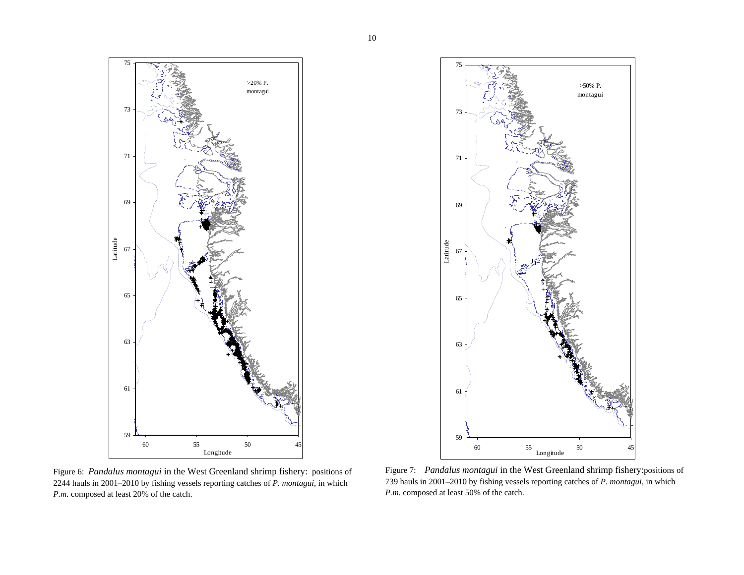Figure 6: *Pandalus montagui* in the West Greenland shrimp fishery: positions of 2244 hauls in 2001–2010 by fishing vessels reporting catches of *P. montagui*, in which *P.m.* composed at least 20% of the catch.

Figure 7: *Pandalus montagui* in the West Greenland shrimp fishery:positions of 739 hauls in 2001–2010 by fishing vessels reporting catches of *P. montagui*, in which *P.m.* composed at least 50% of the catch.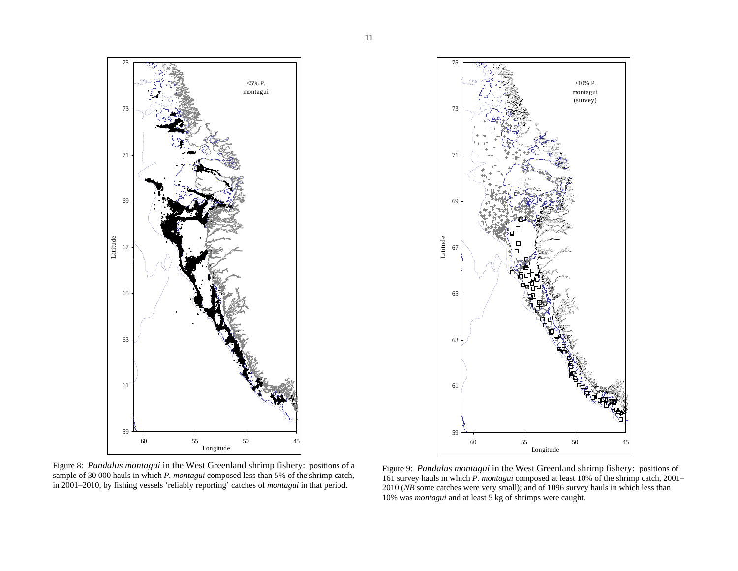Figure 8: *Pandalus montagui* in the West Greenland shrimp fishery: positions of a sample of 30 000 hauls in which *P. montagui* composed less than 5% of the shrimp catch, in 2001–2010, by fishing vessels 'reliably reporting' catches of *montagui* in that period.

Figure 9: *Pandalus montagui* in the West Greenland shrimp fishery: positions of 161 survey hauls in which *P. montagui* composed at least 10% of the shrimp catch, 2001–2010 (*NB* some catches were very small); and of 1096 survey hauls in which less than 10% was *montagui* and at least 5 kg of shrimps were caught.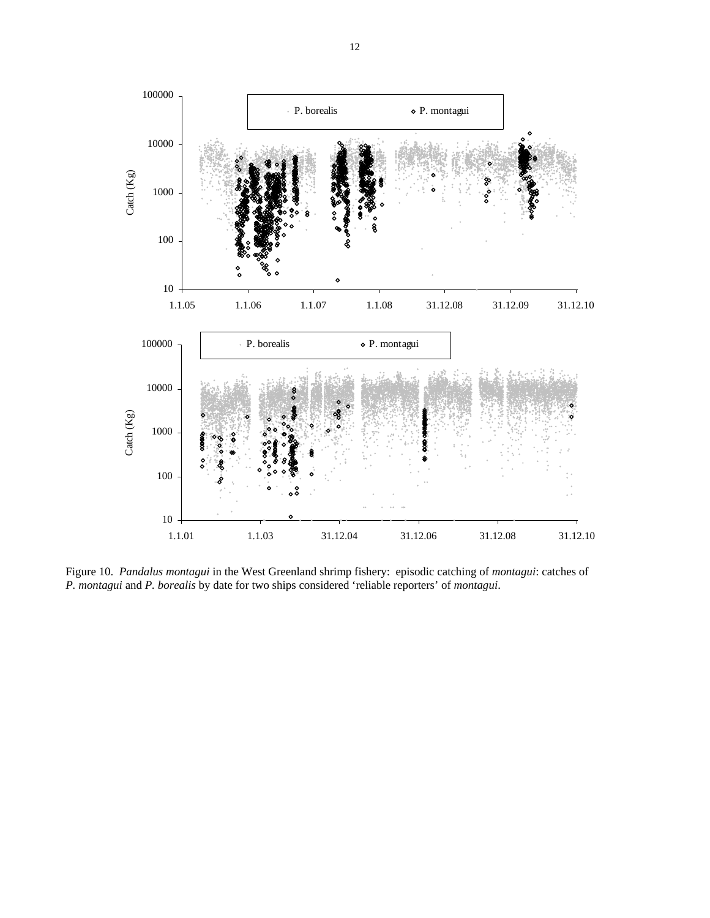Figure 10. *Pandalus montagui* in the West Greenland shrimp fishery: episodic catching of *montagui*: catches of *P. montagui* and *P. borealis* by date for two ships considered 'reliable reporters' of *montagui*.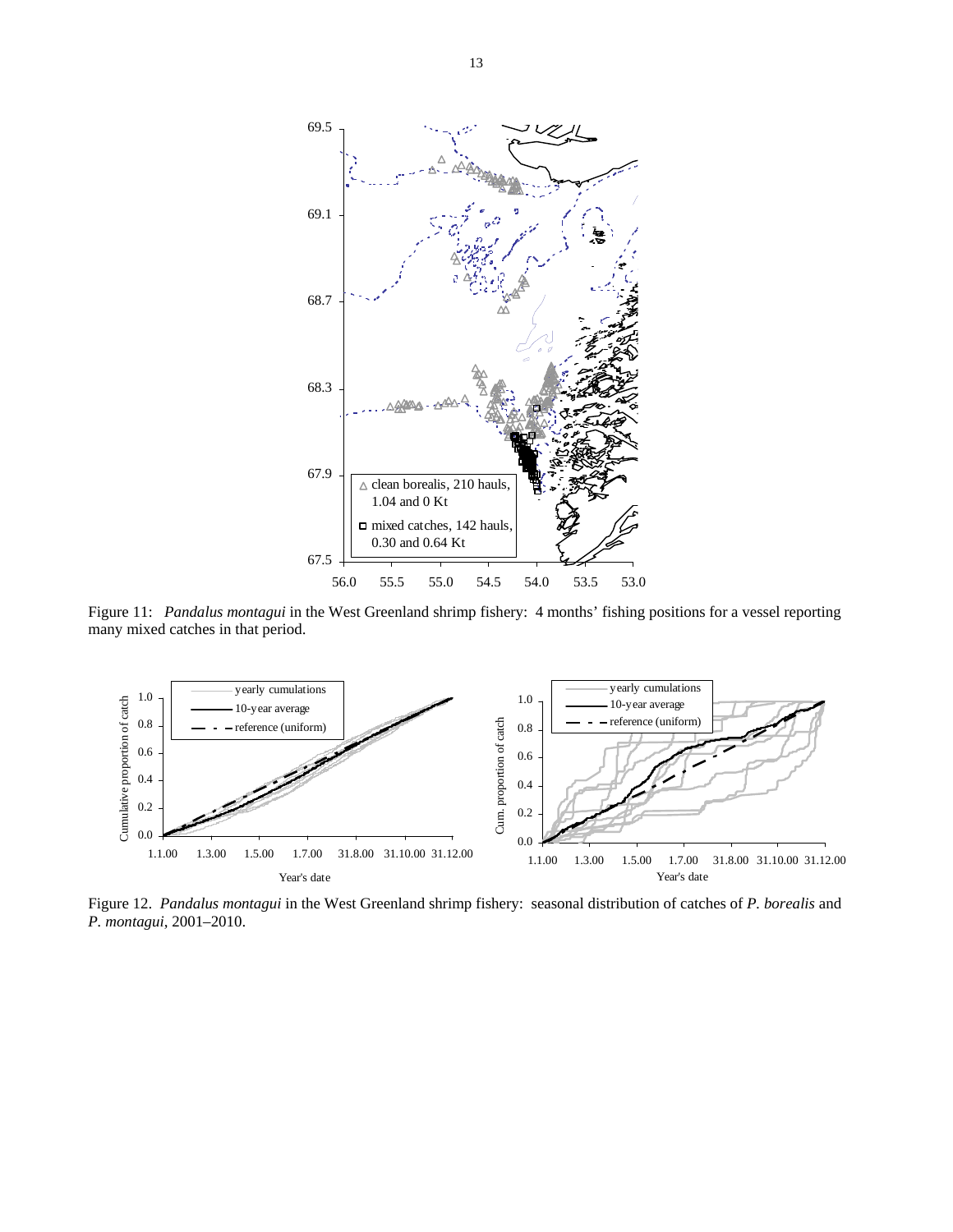69.5

69.1

68.7

68.3

67.9

67.5

56.0 55.5 55.0 54.5 54.0 53.5 53.0

△ clean borealis, 210 hauls, 1.04 and 0 Kt

□ mixed catches, 142 hauls, 0.30 and 0.64 Kt

Figure 11: *Pandalus montagui* in the West Greenland shrimp fishery: 4 months' fishing positions for a vessel reporting many mixed catches in that period.

Cumulative proportion of catch

1.0 0.8 0.6 0.4 0.2 0.0

1.1.00 1.3.00 1.5.00 1.7.00 31.8.00 31.10.00 31.12.00

Year's date

yearly cumulations

10-year average

reference (uniform)

Cum. proportion of catch

1.0 0.8 0.6 0.4 0.2 0.0

1.1.00 1.3.00 1.5.00 1.7.00 31.8.00 31.10.00 31.12.00

Year's date

yearly cumulations

10-year average

reference (uniform)

Figure 12. *Pandalus montagui* in the West Greenland shrimp fishery: seasonal distribution of catches of *P. borealis* and *P. montagui*, 2001–2010.